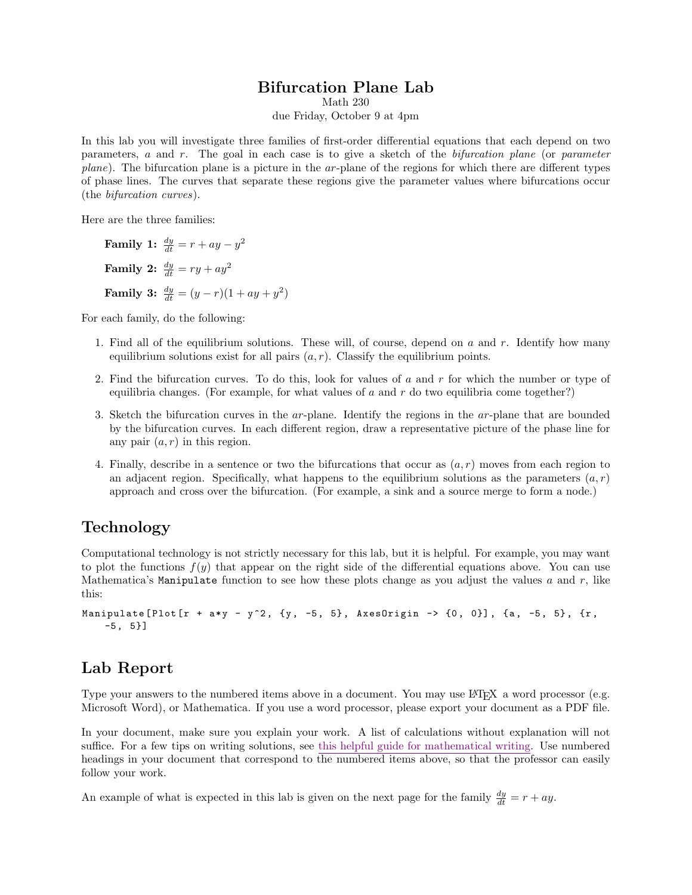# Bifurcation Plane Lab

Math 230

due Friday, October 9 at 4pm

In this lab you will investigate three families of first-order differential equations that each depend on two parameters, $a$ and $r$. The goal in each case is to give a sketch of the *bifurcation plane* (or *parameter plane*). The bifurcation plane is a picture in the $ar$-plane of the regions for which there are different types of phase lines. The curves that separate these regions give the parameter values where bifurcations occur (the *bifurcation curves*).

Here are the three families:

**Family 1:** $\frac{dy}{dt} = r + ay - y^2$

**Family 2:** $\frac{dy}{dt} = ry + ay^2$

**Family 3:** $\frac{dy}{dt} = (y - r)(1 + ay + y^2)$

For each family, do the following:

1. Find all of the equilibrium solutions. These will, of course, depend on $a$ and $r$. Identify how many equilibrium solutions exist for all pairs $(a, r)$. Classify the equilibrium points.
2. Find the bifurcation curves. To do this, look for values of $a$ and $r$ for which the number or type of equilibria changes. (For example, for what values of $a$ and $r$ do two equilibria come together?)
3. Sketch the bifurcation curves in the $ar$-plane. Identify the regions in the $ar$-plane that are bounded by the bifurcation curves. In each different region, draw a representative picture of the phase line for any pair $(a, r)$ in this region.
4. Finally, describe in a sentence or two the bifurcations that occur as $(a, r)$ moves from each region to an adjacent region. Specifically, what happens to the equilibrium solutions as the parameters $(a, r)$ approach and cross over the bifurcation. (For example, a sink and a source merge to form a node.)

## Technology

Computational technology is not strictly necessary for this lab, but it is helpful. For example, you may want to plot the functions $f(y)$ that appear on the right side of the differential equations above. You can use Mathematica's `Manipulate` function to see how these plots change as you adjust the values $a$ and $r$, like this:

```
Manipulate[Plot[r + a*y - y^2, {y, -5, 5}, AxesOrigin -> {0, 0}], {a, -5, 5}, {r,
    -5, 5}]
```

## Lab Report

Type your answers to the numbered items above in a document. You may use LaTeX a word processor (e.g. Microsoft Word), or Mathematica. If you use a word processor, please export your document as a PDF file.

In your document, make sure you explain your work. A list of calculations without explanation will not suffice. For a few tips on writing solutions, see this helpful guide for mathematical writing. Use numbered headings in your document that correspond to the numbered items above, so that the professor can easily follow your work.

An example of what is expected in this lab is given on the next page for the family $\frac{dy}{dt} = r + ay$.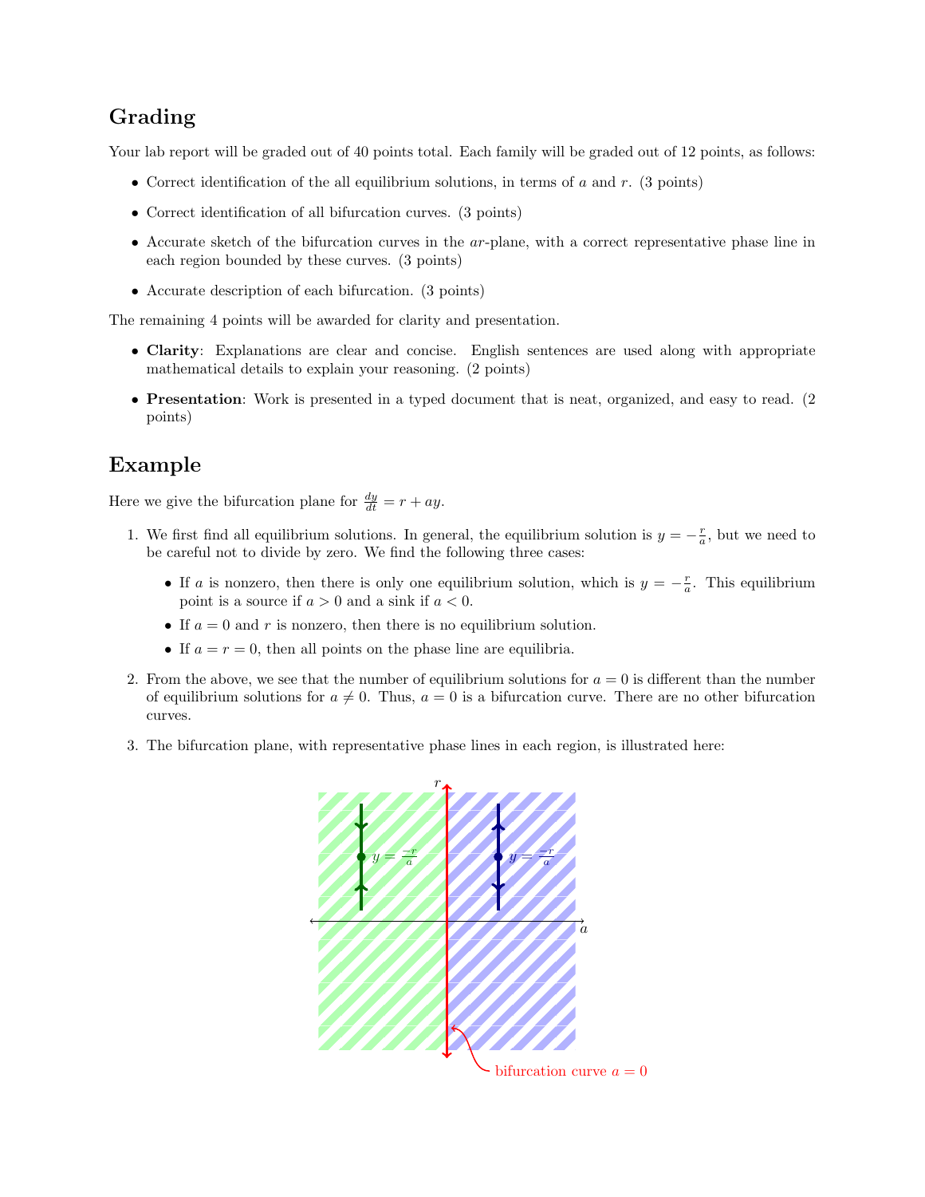## Grading

Your lab report will be graded out of 40 points total. Each family will be graded out of 12 points, as follows:

- Correct identification of the all equilibrium solutions, in terms of $a$ and $r$. (3 points)
- Correct identification of all bifurcation curves. (3 points)
- Accurate sketch of the bifurcation curves in the $ar$-plane, with a correct representative phase line in each region bounded by these curves. (3 points)
- Accurate description of each bifurcation. (3 points)

The remaining 4 points will be awarded for clarity and presentation.

- **Clarity**: Explanations are clear and concise. English sentences are used along with appropriate mathematical details to explain your reasoning. (2 points)
- **Presentation**: Work is presented in a typed document that is neat, organized, and easy to read. (2 points)

## Example

Here we give the bifurcation plane for $\frac{dy}{dt} = r + ay$.

1. We first find all equilibrium solutions. In general, the equilibrium solution is $y = -\frac{r}{a}$, but we need to be careful not to divide by zero. We find the following three cases:

   - If $a$ is nonzero, then there is only one equilibrium solution, which is $y = -\frac{r}{a}$. This equilibrium point is a source if $a > 0$ and a sink if $a < 0$.
   - If $a = 0$ and $r$ is nonzero, then there is no equilibrium solution.
   - If $a = r = 0$, then all points on the phase line are equilibria.

2. From the above, we see that the number of equilibrium solutions for $a = 0$ is different than the number of equilibrium solutions for $a \neq 0$. Thus, $a = 0$ is a bifurcation curve. There are no other bifurcation curves.

3. The bifurcation plane, with representative phase lines in each region, is illustrated here:

$y = \frac{-r}{a}$ $y = \frac{-r}{a}$

bifurcation curve $a = 0$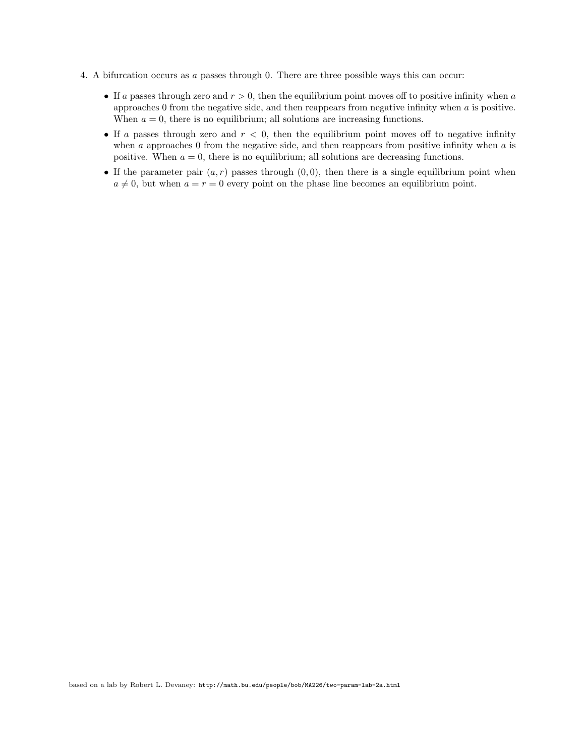4. A bifurcation occurs as $a$ passes through 0. There are three possible ways this can occur:

   - If $a$ passes through zero and $r > 0$, then the equilibrium point moves off to positive infinity when $a$ approaches 0 from the negative side, and then reappears from negative infinity when $a$ is positive. When $a = 0$, there is no equilibrium; all solutions are increasing functions.
   - If $a$ passes through zero and $r < 0$, then the equilibrium point moves off to negative infinity when $a$ approaches 0 from the negative side, and then reappears from positive infinity when $a$ is positive. When $a = 0$, there is no equilibrium; all solutions are decreasing functions.
   - If the parameter pair $(a, r)$ passes through $(0, 0)$, then there is a single equilibrium point when $a \neq 0$, but when $a = r = 0$ every point on the phase line becomes an equilibrium point.

based on a lab by Robert L. Devaney: `http://math.bu.edu/people/bob/MA226/two-param-lab-2a.html`